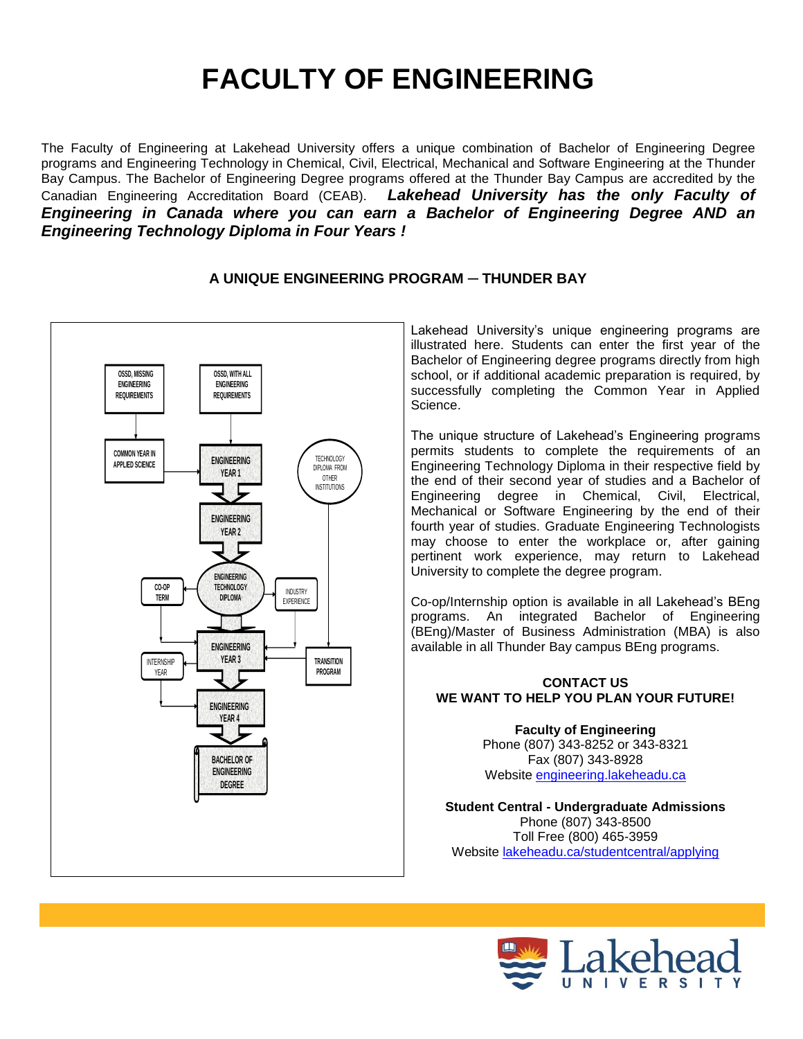# FACULTY OF ENGINEERING

The Faculty of Engineering at Lakehead University offers a unique combination of Bachelor of Engineering Degree programs and Engineering Technology in Chemical, Civil, Electrical, Mechanical and Software Engineering at the Thunder Bay Campus. The Bachelor of Engineering Degree programs offered at the Thunder Bay Campus are accredited by the Canadian Engineering Accreditation Board (CEAB). ***Lakehead University has the only Faculty of Engineering in Canada where you can earn a Bachelor of Engineering Degree AND an Engineering Technology Diploma in Four Years !***

## A UNIQUE ENGINEERING PROGRAM ─ THUNDER BAY

OSSD, MISSING ENGINEERING REQUIREMENTS

OSSD, WITH ALL ENGINEERING REQUIREMENTS

COMMON YEAR IN APPLIED SCIENCE

ENGINEERING YEAR 1

TECHNOLOGY DIPLOMA FROM OTHER INSTITUTIONS

ENGINEERING YEAR 2

CO-OP TERM

ENGINEERING TECHNOLOGY DIPLOMA

INDUSTRY EXPERIENCE

INTERNSHIP YEAR

ENGINEERING YEAR 3

TRANSITION PROGRAM

ENGINEERING YEAR 4

BACHELOR OF ENGINEERING DEGREE

Lakehead University's unique engineering programs are illustrated here. Students can enter the first year of the Bachelor of Engineering degree programs directly from high school, or if additional academic preparation is required, by successfully completing the Common Year in Applied Science.

The unique structure of Lakehead's Engineering programs permits students to complete the requirements of an Engineering Technology Diploma in their respective field by the end of their second year of studies and a Bachelor of Engineering degree in Chemical, Civil, Electrical, Mechanical or Software Engineering by the end of their fourth year of studies. Graduate Engineering Technologists may choose to enter the workplace or, after gaining pertinent work experience, may return to Lakehead University to complete the degree program.

Co-op/Internship option is available in all Lakehead's BEng programs. An integrated Bachelor of Engineering (BEng)/Master of Business Administration (MBA) is also available in all Thunder Bay campus BEng programs.

**CONTACT US**
**WE WANT TO HELP YOU PLAN YOUR FUTURE!**

**Faculty of Engineering**
Phone (807) 343-8252 or 343-8321
Fax (807) 343-8928
Website [engineering.lakeheadu.ca](engineering.lakeheadu.ca)

**Student Central - Undergraduate Admissions**
Phone (807) 343-8500
Toll Free (800) 465-3959
Website [lakeheadu.ca/studentcentral/applying](lakeheadu.ca/studentcentral/applying)

Lakehead UNIVERSITY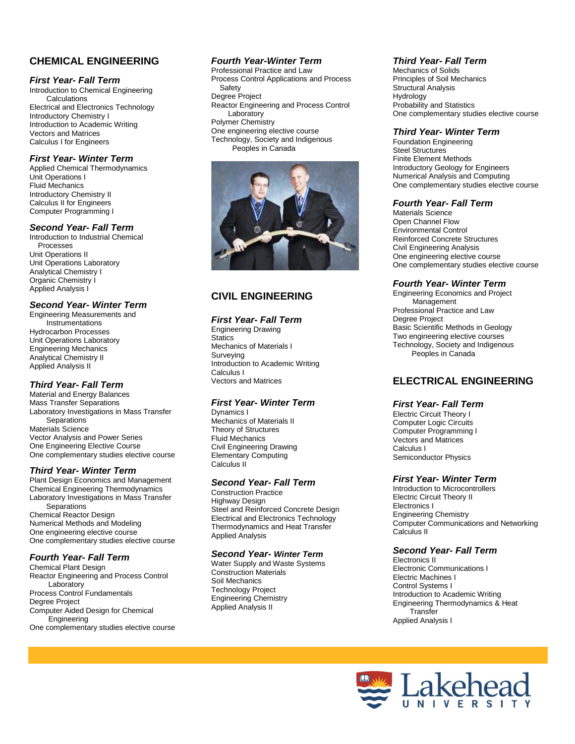## CHEMICAL ENGINEERING

### *First Year- Fall Term*

Introduction to Chemical Engineering Calculations
Electrical and Electronics Technology
Introductory Chemistry I
Introduction to Academic Writing
Vectors and Matrices
Calculus I for Engineers

### *First Year- Winter Term*

Applied Chemical Thermodynamics
Unit Operations I
Fluid Mechanics
Introductory Chemistry II
Calculus II for Engineers
Computer Programming I

### *Second Year- Fall Term*

Introduction to Industrial Chemical Processes
Unit Operations II
Unit Operations Laboratory
Analytical Chemistry I
Organic Chemistry I
Applied Analysis I

### *Second Year- Winter Term*

Engineering Measurements and Instrumentations
Hydrocarbon Processes
Unit Operations Laboratory
Engineering Mechanics
Analytical Chemistry II
Applied Analysis II

### *Third Year- Fall Term*

Material and Energy Balances
Mass Transfer Separations
Laboratory Investigations in Mass Transfer Separations
Materials Science
Vector Analysis and Power Series
One Engineering Elective Course
One complementary studies elective course

### *Third Year- Winter Term*

Plant Design Economics and Management
Chemical Engineering Thermodynamics
Laboratory Investigations in Mass Transfer Separations
Chemical Reactor Design
Numerical Methods and Modeling
One engineering elective course
One complementary studies elective course

### *Fourth Year- Fall Term*

Chemical Plant Design
Reactor Engineering and Process Control Laboratory
Process Control Fundamentals
Degree Project
Computer Aided Design for Chemical Engineering
One complementary studies elective course

### *Fourth Year-Winter Term*

Professional Practice and Law
Process Control Applications and Process Safety
Degree Project
Reactor Engineering and Process Control Laboratory
Polymer Chemistry
One engineering elective course
Technology, Society and Indigenous Peoples in Canada

## CIVIL ENGINEERING

### *First Year- Fall Term*

Engineering Drawing
Statics
Mechanics of Materials I
Surveying
Introduction to Academic Writing
Calculus I
Vectors and Matrices

### *First Year- Winter Term*

Dynamics I
Mechanics of Materials II
Theory of Structures
Fluid Mechanics
Civil Engineering Drawing
Elementary Computing
Calculus II

### *Second Year- Fall Term*

Construction Practice
Highway Design
Steel and Reinforced Concrete Design
Electrical and Electronics Technology
Thermodynamics and Heat Transfer
Applied Analysis

### *Second Year- Winter Term*

Water Supply and Waste Systems
Construction Materials
Soil Mechanics
Technology Project
Engineering Chemistry
Applied Analysis II

### *Third Year- Fall Term*

Mechanics of Solids
Principles of Soil Mechanics
Structural Analysis
Hydrology
Probability and Statistics
One complementary studies elective course

### *Third Year- Winter Term*

Foundation Engineering
Steel Structures
Finite Element Methods
Introductory Geology for Engineers
Numerical Analysis and Computing
One complementary studies elective course

### *Fourth Year- Fall Term*

Materials Science
Open Channel Flow
Environmental Control
Reinforced Concrete Structures
Civil Engineering Analysis
One engineering elective course
One complementary studies elective course

### *Fourth Year- Winter Term*

Engineering Economics and Project Management
Professional Practice and Law
Degree Project
Basic Scientific Methods in Geology
Two engineering elective courses
Technology, Society and Indigenous Peoples in Canada

## ELECTRICAL ENGINEERING

### *First Year- Fall Term*

Electric Circuit Theory I
Computer Logic Circuits
Computer Programming I
Vectors and Matrices
Calculus I
Semiconductor Physics

### *First Year- Winter Term*

Introduction to Microcontrollers
Electric Circuit Theory II
Electronics I
Engineering Chemistry
Computer Communications and Networking
Calculus II

### *Second Year- Fall Term*

Electronics II
Electronic Communications I
Electric Machines I
Control Systems I
Introduction to Academic Writing
Engineering Thermodynamics & Heat Transfer
Applied Analysis I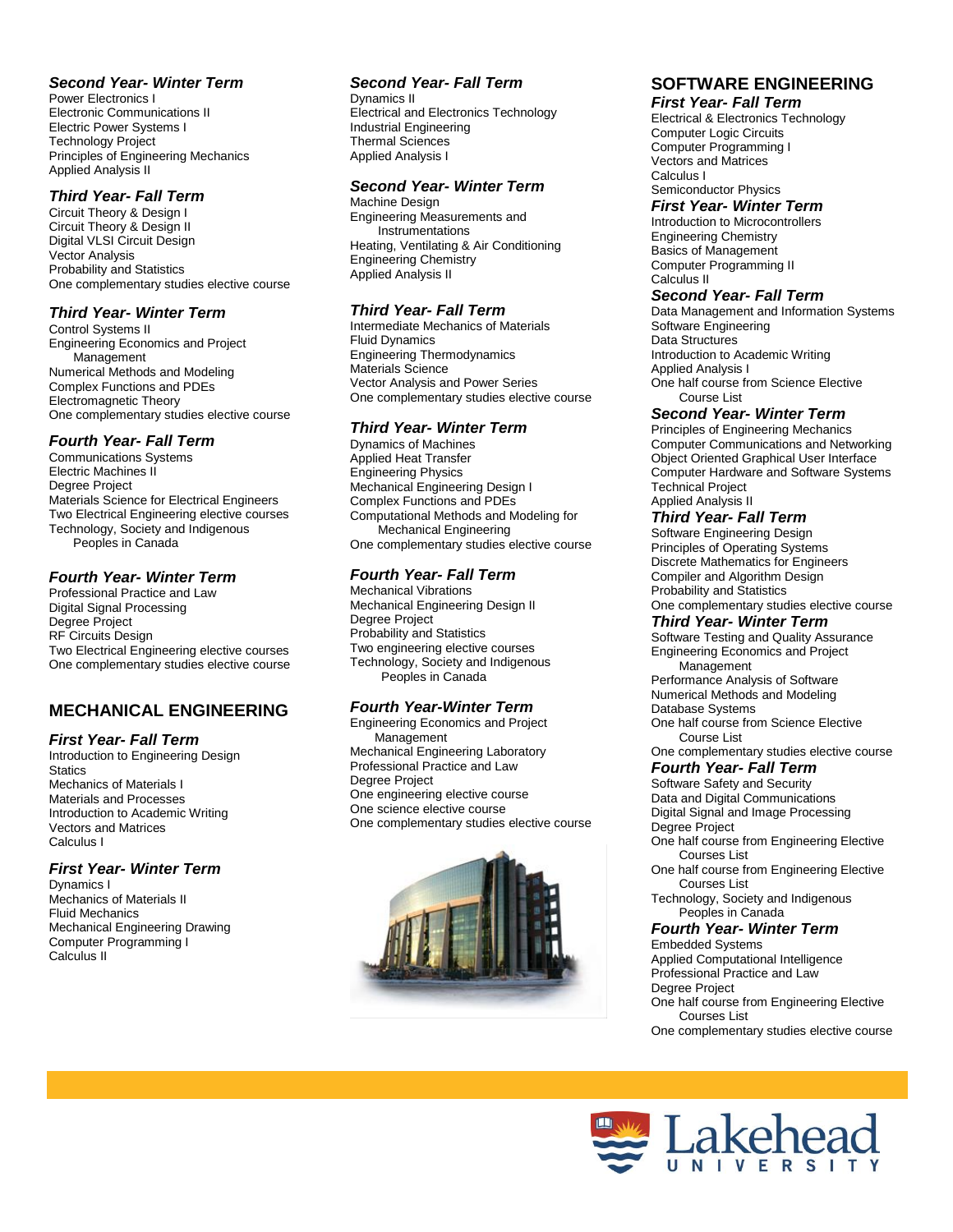### Second Year- Winter Term

Power Electronics I
Electronic Communications II
Electric Power Systems I
Technology Project
Principles of Engineering Mechanics
Applied Analysis II

### Third Year- Fall Term

Circuit Theory & Design I
Circuit Theory & Design II
Digital VLSI Circuit Design
Vector Analysis
Probability and Statistics
One complementary studies elective course

### Third Year- Winter Term

Control Systems II
Engineering Economics and Project Management
Numerical Methods and Modeling
Complex Functions and PDEs
Electromagnetic Theory
One complementary studies elective course

### Fourth Year- Fall Term

Communications Systems
Electric Machines II
Degree Project
Materials Science for Electrical Engineers
Two Electrical Engineering elective courses
Technology, Society and Indigenous Peoples in Canada

### Fourth Year- Winter Term

Professional Practice and Law
Digital Signal Processing
Degree Project
RF Circuits Design
Two Electrical Engineering elective courses
One complementary studies elective course

## MECHANICAL ENGINEERING

### First Year- Fall Term

Introduction to Engineering Design
Statics
Mechanics of Materials I
Materials and Processes
Introduction to Academic Writing
Vectors and Matrices
Calculus I

### First Year- Winter Term

Dynamics I
Mechanics of Materials II
Fluid Mechanics
Mechanical Engineering Drawing
Computer Programming I
Calculus II

### Second Year- Fall Term

Dynamics II
Electrical and Electronics Technology
Industrial Engineering
Thermal Sciences
Applied Analysis I

### Second Year- Winter Term

Machine Design
Engineering Measurements and Instrumentations
Heating, Ventilating & Air Conditioning
Engineering Chemistry
Applied Analysis II

### Third Year- Fall Term

Intermediate Mechanics of Materials
Fluid Dynamics
Engineering Thermodynamics
Materials Science
Vector Analysis and Power Series
One complementary studies elective course

### Third Year- Winter Term

Dynamics of Machines
Applied Heat Transfer
Engineering Physics
Mechanical Engineering Design I
Complex Functions and PDEs
Computational Methods and Modeling for Mechanical Engineering
One complementary studies elective course

### Fourth Year- Fall Term

Mechanical Vibrations
Mechanical Engineering Design II
Degree Project
Probability and Statistics
Two engineering elective courses
Technology, Society and Indigenous Peoples in Canada

### Fourth Year-Winter Term

Engineering Economics and Project Management
Mechanical Engineering Laboratory
Professional Practice and Law
Degree Project
One engineering elective course
One science elective course
One complementary studies elective course

## SOFTWARE ENGINEERING

### First Year- Fall Term

Electrical & Electronics Technology
Computer Logic Circuits
Computer Programming I
Vectors and Matrices
Calculus I
Semiconductor Physics

### First Year- Winter Term

Introduction to Microcontrollers
Engineering Chemistry
Basics of Management
Computer Programming II
Calculus II

### Second Year- Fall Term

Data Management and Information Systems
Software Engineering
Data Structures
Introduction to Academic Writing
Applied Analysis I
One half course from Science Elective Course List

### Second Year- Winter Term

Principles of Engineering Mechanics
Computer Communications and Networking
Object Oriented Graphical User Interface
Computer Hardware and Software Systems
Technical Project
Applied Analysis II

### Third Year- Fall Term

Software Engineering Design
Principles of Operating Systems
Discrete Mathematics for Engineers
Compiler and Algorithm Design
Probability and Statistics
One complementary studies elective course

### Third Year- Winter Term

Software Testing and Quality Assurance
Engineering Economics and Project Management
Performance Analysis of Software
Numerical Methods and Modeling
Database Systems
One half course from Science Elective Course List
One complementary studies elective course

### Fourth Year- Fall Term

Software Safety and Security
Data and Digital Communications
Digital Signal and Image Processing
Degree Project
One half course from Engineering Elective Courses List
One half course from Engineering Elective Courses List
Technology, Society and Indigenous Peoples in Canada

### Fourth Year- Winter Term

Embedded Systems
Applied Computational Intelligence
Professional Practice and Law
Degree Project
One half course from Engineering Elective Courses List
One complementary studies elective course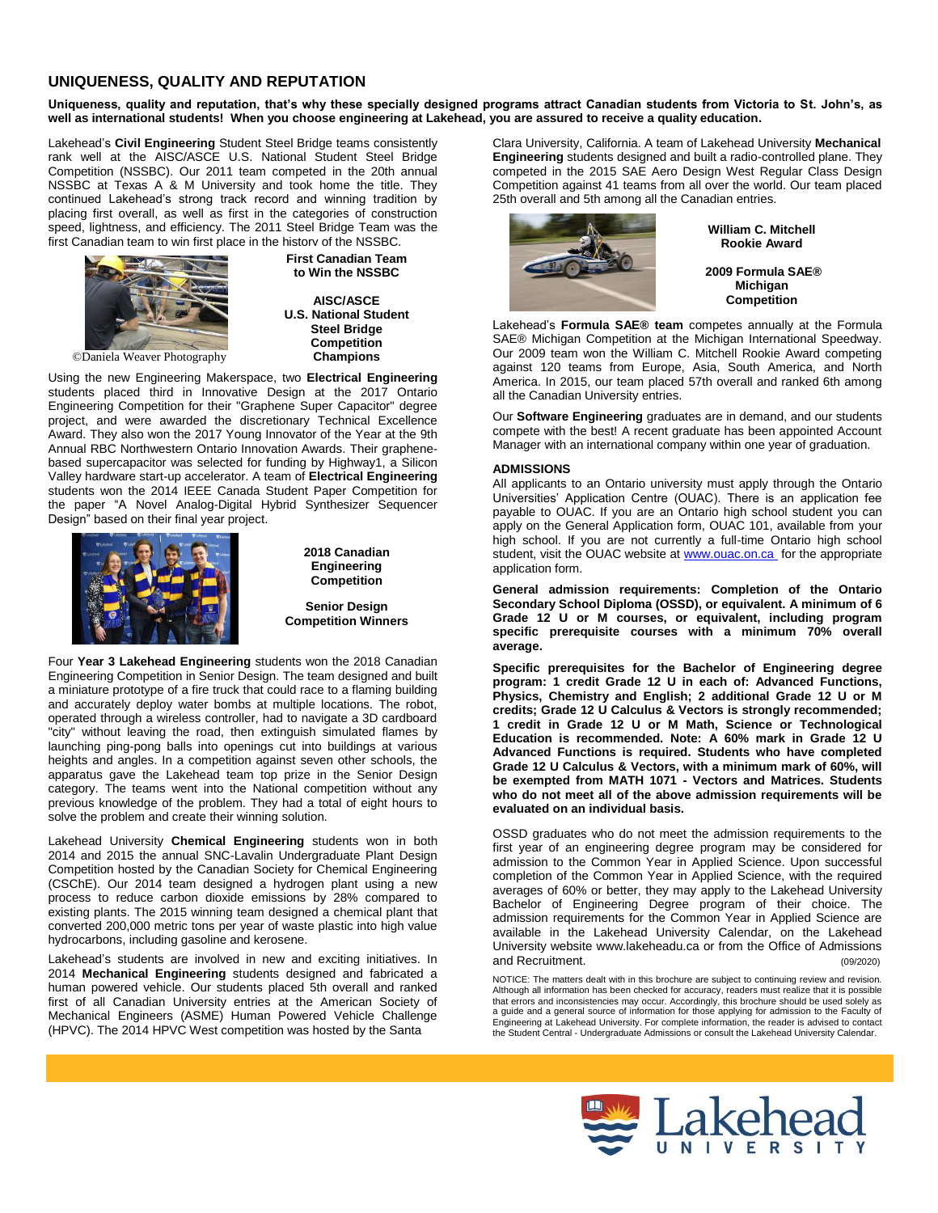## UNIQUENESS, QUALITY AND REPUTATION

**Uniqueness, quality and reputation, that's why these specially designed programs attract Canadian students from Victoria to St. John's, as well as international students! When you choose engineering at Lakehead, you are assured to receive a quality education.**

Lakehead's **Civil Engineering** Student Steel Bridge teams consistently rank well at the AISC/ASCE U.S. National Student Steel Bridge Competition (NSSBC). Our 2011 team competed in the 20th annual NSSBC at Texas A & M University and took home the title. They continued Lakehead's strong track record and winning tradition by placing first overall, as well as first in the categories of construction speed, lightness, and efficiency. The 2011 Steel Bridge Team was the first Canadian team to win first place in the history of the NSSBC.

©Daniela Weaver Photography

**First Canadian Team to Win the NSSBC**

**AISC/ASCE U.S. National Student Steel Bridge Competition Champions**

Using the new Engineering Makerspace, two **Electrical Engineering** students placed third in Innovative Design at the 2017 Ontario Engineering Competition for their "Graphene Super Capacitor" degree project, and were awarded the discretionary Technical Excellence Award. They also won the 2017 Young Innovator of the Year at the 9th Annual RBC Northwestern Ontario Innovation Awards. Their graphene-based supercapacitor was selected for funding by Highway1, a Silicon Valley hardware start-up accelerator. A team of **Electrical Engineering** students won the 2014 IEEE Canada Student Paper Competition for the paper "A Novel Analog-Digital Hybrid Synthesizer Sequencer Design" based on their final year project.

**2018 Canadian Engineering Competition**

**Senior Design Competition Winners**

Four **Year 3 Lakehead Engineering** students won the 2018 Canadian Engineering Competition in Senior Design. The team designed and built a miniature prototype of a fire truck that could race to a flaming building and accurately deploy water bombs at multiple locations. The robot, operated through a wireless controller, had to navigate a 3D cardboard "city" without leaving the road, then extinguish simulated flames by launching ping-pong balls into openings cut into buildings at various heights and angles. In a competition against seven other schools, the apparatus gave the Lakehead team top prize in the Senior Design category. The teams went into the National competition without any previous knowledge of the problem. They had a total of eight hours to solve the problem and create their winning solution.

Lakehead University **Chemical Engineering** students won in both 2014 and 2015 the annual SNC-Lavalin Undergraduate Plant Design Competition hosted by the Canadian Society for Chemical Engineering (CSChE). Our 2014 team designed a hydrogen plant using a new process to reduce carbon dioxide emissions by 28% compared to existing plants. The 2015 winning team designed a chemical plant that converted 200,000 metric tons per year of waste plastic into high value hydrocarbons, including gasoline and kerosene.

Lakehead's students are involved in new and exciting initiatives. In 2014 **Mechanical Engineering** students designed and fabricated a human powered vehicle. Our students placed 5th overall and ranked first of all Canadian University entries at the American Society of Mechanical Engineers (ASME) Human Powered Vehicle Challenge (HPVC). The 2014 HPVC West competition was hosted by the Santa Clara University, California. A team of Lakehead University **Mechanical Engineering** students designed and built a radio-controlled plane. They competed in the 2015 SAE Aero Design West Regular Class Design Competition against 41 teams from all over the world. Our team placed 25th overall and 5th among all the Canadian entries.

**William C. Mitchell Rookie Award**

**2009 Formula SAE® Michigan Competition**

Lakehead's **Formula SAE® team** competes annually at the Formula SAE® Michigan Competition at the Michigan International Speedway. Our 2009 team won the William C. Mitchell Rookie Award competing against 120 teams from Europe, Asia, South America, and North America. In 2015, our team placed 57th overall and ranked 6th among all the Canadian University entries.

Our **Software Engineering** graduates are in demand, and our students compete with the best! A recent graduate has been appointed Account Manager with an international company within one year of graduation.

### ADMISSIONS

All applicants to an Ontario university must apply through the Ontario Universities' Application Centre (OUAC). There is an application fee payable to OUAC. If you are an Ontario high school student you can apply on the General Application form, OUAC 101, available from your high school. If you are not currently a full-time Ontario high school student, visit the OUAC website at www.ouac.on.ca for the appropriate application form.

**General admission requirements: Completion of the Ontario Secondary School Diploma (OSSD), or equivalent. A minimum of 6 Grade 12 U or M courses, or equivalent, including program specific prerequisite courses with a minimum 70% overall average.**

**Specific prerequisites for the Bachelor of Engineering degree program: 1 credit Grade 12 U in each of: Advanced Functions, Physics, Chemistry and English; 2 additional Grade 12 U or M credits; Grade 12 U Calculus & Vectors is strongly recommended; 1 credit in Grade 12 U or M Math, Science or Technological Education is recommended. Note: A 60% mark in Grade 12 U Advanced Functions is required. Students who have completed Grade 12 U Calculus & Vectors, with a minimum mark of 60%, will be exempted from MATH 1071 - Vectors and Matrices. Students who do not meet all of the above admission requirements will be evaluated on an individual basis.**

OSSD graduates who do not meet the admission requirements to the first year of an engineering degree program may be considered for admission to the Common Year in Applied Science. Upon successful completion of the Common Year in Applied Science, with the required averages of 60% or better, they may apply to the Lakehead University Bachelor of Engineering Degree program of their choice. The admission requirements for the Common Year in Applied Science are available in the Lakehead University Calendar, on the Lakehead University website www.lakeheadu.ca or from the Office of Admissions and Recruitment. (09/2020)

NOTICE: The matters dealt with in this brochure are subject to continuing review and revision. Although all information has been checked for accuracy, readers must realize that it is possible that errors and inconsistencies may occur. Accordingly, this brochure should be used solely as a guide and a general source of information for those applying for admission to the Faculty of Engineering at Lakehead University. For complete information, the reader is advised to contact the Student Central - Undergraduate Admissions or consult the Lakehead University Calendar.

Lakehead UNIVERSITY